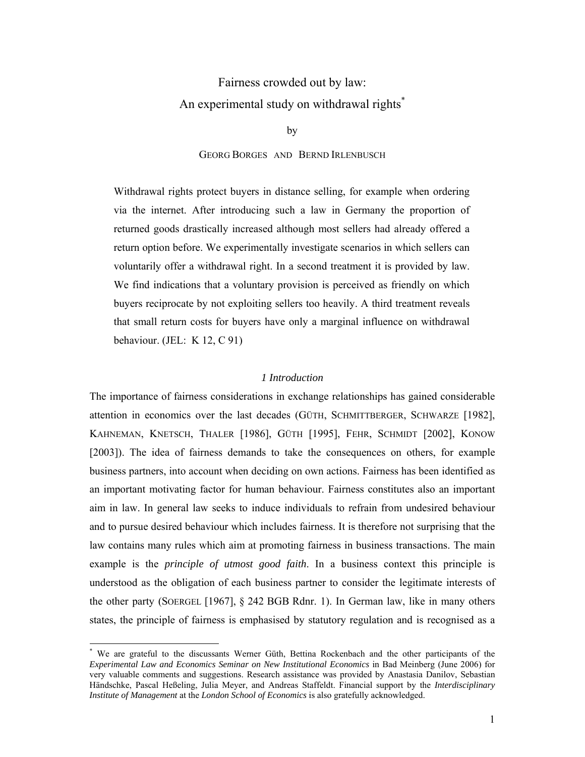# Fairness crowded out by law: An experimental study on withdrawal rights[*]

by

GEORG BORGES AND BERND IRLENBUSCH

Withdrawal rights protect buyers in distance selling, for example when ordering via the internet. After introducing such a law in Germany the proportion of returned goods drastically increased although most sellers had already offered a return option before. We experimentally investigate scenarios in which sellers can voluntarily offer a withdrawal right. In a second treatment it is provided by law. We find indications that a voluntary provision is perceived as friendly on which buyers reciprocate by not exploiting sellers too heavily. A third treatment reveals that small return costs for buyers have only a marginal influence on withdrawal behaviour. (JEL: K 12, C 91)

## *1 Introduction*

The importance of fairness considerations in exchange relationships has gained considerable attention in economics over the last decades (GÜTH, SCHMITTBERGER, SCHWARZE [1982], KAHNEMAN, KNETSCH, THALER [1986], GÜTH [1995], FEHR, SCHMIDT [2002], KONOW [2003]). The idea of fairness demands to take the consequences on others, for example business partners, into account when deciding on own actions. Fairness has been identified as an important motivating factor for human behaviour. Fairness constitutes also an important aim in law. In general law seeks to induce individuals to refrain from undesired behaviour and to pursue desired behaviour which includes fairness. It is therefore not surprising that the law contains many rules which aim at promoting fairness in business transactions. The main example is the *principle of utmost good faith*. In a business context this principle is understood as the obligation of each business partner to consider the legitimate interests of the other party (SOERGEL [1967], § 242 BGB Rdnr. 1). In German law, like in many others states, the principle of fairness is emphasised by statutory regulation and is recognised as a

---

[*] We are grateful to the discussants Werner Güth, Bettina Rockenbach and the other participants of the *Experimental Law and Economics Seminar on New Institutional Economics* in Bad Meinberg (June 2006) for very valuable comments and suggestions. Research assistance was provided by Anastasia Danilov, Sebastian Händschke, Pascal Heßeling, Julia Meyer, and Andreas Staffeldt. Financial support by the *Interdisciplinary Institute of Management* at the *London School of Economics* is also gratefully acknowledged.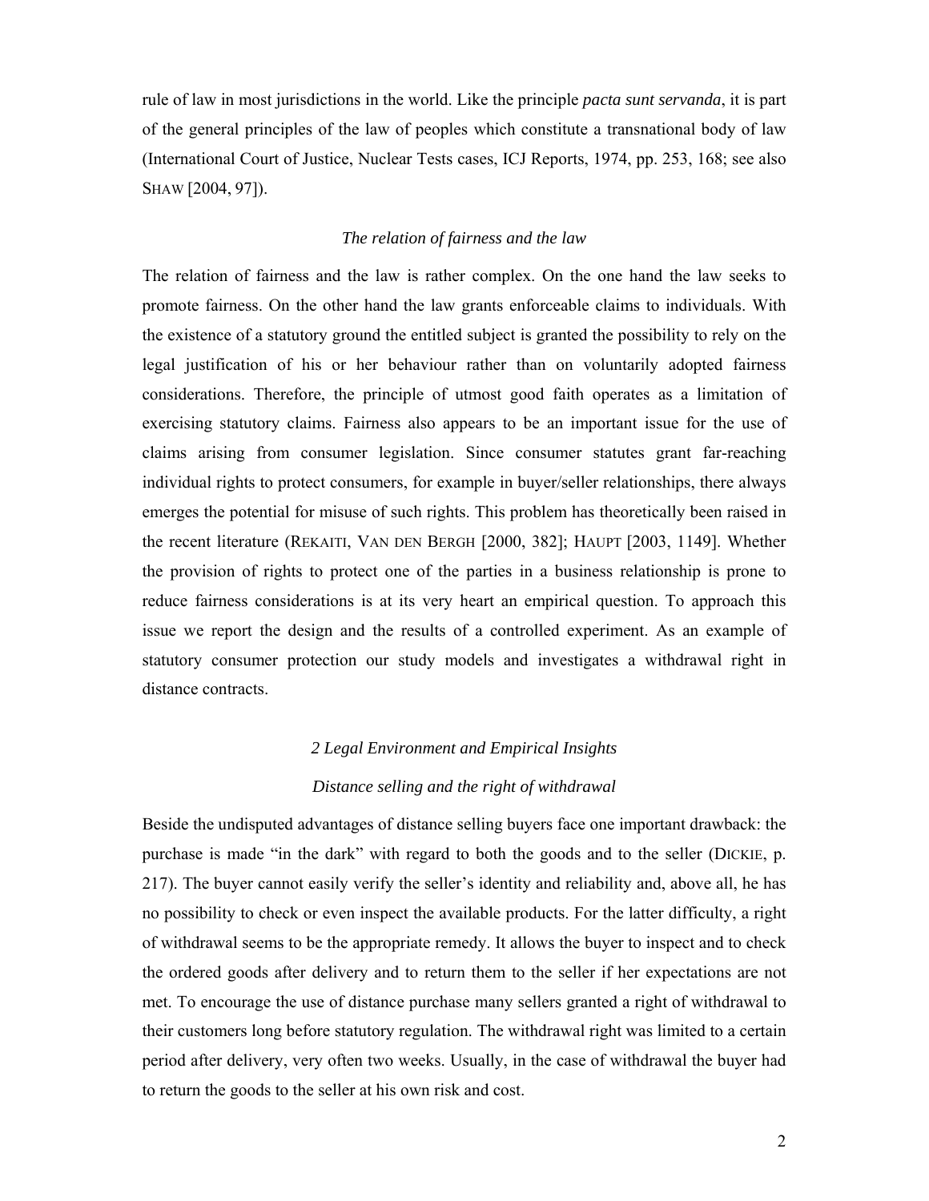rule of law in most jurisdictions in the world. Like the principle *pacta sunt servanda*, it is part of the general principles of the law of peoples which constitute a transnational body of law (International Court of Justice, Nuclear Tests cases, ICJ Reports, 1974, pp. 253, 168; see also SHAW [2004, 97]).

### *The relation of fairness and the law*

The relation of fairness and the law is rather complex. On the one hand the law seeks to promote fairness. On the other hand the law grants enforceable claims to individuals. With the existence of a statutory ground the entitled subject is granted the possibility to rely on the legal justification of his or her behaviour rather than on voluntarily adopted fairness considerations. Therefore, the principle of utmost good faith operates as a limitation of exercising statutory claims. Fairness also appears to be an important issue for the use of claims arising from consumer legislation. Since consumer statutes grant far-reaching individual rights to protect consumers, for example in buyer/seller relationships, there always emerges the potential for misuse of such rights. This problem has theoretically been raised in the recent literature (REKAITI, VAN DEN BERGH [2000, 382]; HAUPT [2003, 1149]. Whether the provision of rights to protect one of the parties in a business relationship is prone to reduce fairness considerations is at its very heart an empirical question. To approach this issue we report the design and the results of a controlled experiment. As an example of statutory consumer protection our study models and investigates a withdrawal right in distance contracts.

## *2 Legal Environment and Empirical Insights*

### *Distance selling and the right of withdrawal*

Beside the undisputed advantages of distance selling buyers face one important drawback: the purchase is made "in the dark" with regard to both the goods and to the seller (DICKIE, p. 217). The buyer cannot easily verify the seller's identity and reliability and, above all, he has no possibility to check or even inspect the available products. For the latter difficulty, a right of withdrawal seems to be the appropriate remedy. It allows the buyer to inspect and to check the ordered goods after delivery and to return them to the seller if her expectations are not met. To encourage the use of distance purchase many sellers granted a right of withdrawal to their customers long before statutory regulation. The withdrawal right was limited to a certain period after delivery, very often two weeks. Usually, in the case of withdrawal the buyer had to return the goods to the seller at his own risk and cost.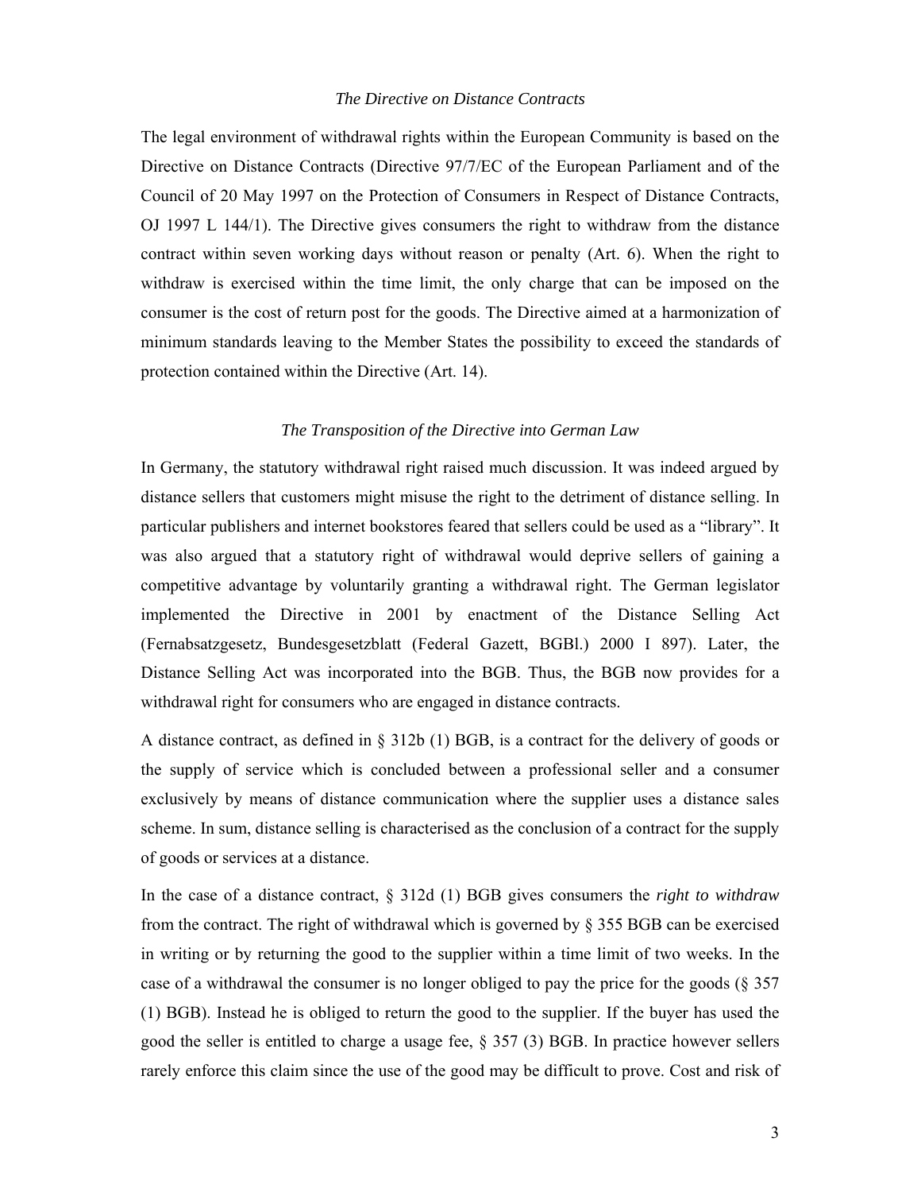### *The Directive on Distance Contracts*

The legal environment of withdrawal rights within the European Community is based on the Directive on Distance Contracts (Directive 97/7/EC of the European Parliament and of the Council of 20 May 1997 on the Protection of Consumers in Respect of Distance Contracts, OJ 1997 L 144/1). The Directive gives consumers the right to withdraw from the distance contract within seven working days without reason or penalty (Art. 6). When the right to withdraw is exercised within the time limit, the only charge that can be imposed on the consumer is the cost of return post for the goods. The Directive aimed at a harmonization of minimum standards leaving to the Member States the possibility to exceed the standards of protection contained within the Directive (Art. 14).

### *The Transposition of the Directive into German Law*

In Germany, the statutory withdrawal right raised much discussion. It was indeed argued by distance sellers that customers might misuse the right to the detriment of distance selling. In particular publishers and internet bookstores feared that sellers could be used as a "library". It was also argued that a statutory right of withdrawal would deprive sellers of gaining a competitive advantage by voluntarily granting a withdrawal right. The German legislator implemented the Directive in 2001 by enactment of the Distance Selling Act (Fernabsatzgesetz, Bundesgesetzblatt (Federal Gazett, BGBl.) 2000 I 897). Later, the Distance Selling Act was incorporated into the BGB. Thus, the BGB now provides for a withdrawal right for consumers who are engaged in distance contracts.

A distance contract, as defined in § 312b (1) BGB, is a contract for the delivery of goods or the supply of service which is concluded between a professional seller and a consumer exclusively by means of distance communication where the supplier uses a distance sales scheme. In sum, distance selling is characterised as the conclusion of a contract for the supply of goods or services at a distance.

In the case of a distance contract, § 312d (1) BGB gives consumers the *right to withdraw* from the contract. The right of withdrawal which is governed by § 355 BGB can be exercised in writing or by returning the good to the supplier within a time limit of two weeks. In the case of a withdrawal the consumer is no longer obliged to pay the price for the goods (§ 357 (1) BGB). Instead he is obliged to return the good to the supplier. If the buyer has used the good the seller is entitled to charge a usage fee, § 357 (3) BGB. In practice however sellers rarely enforce this claim since the use of the good may be difficult to prove. Cost and risk of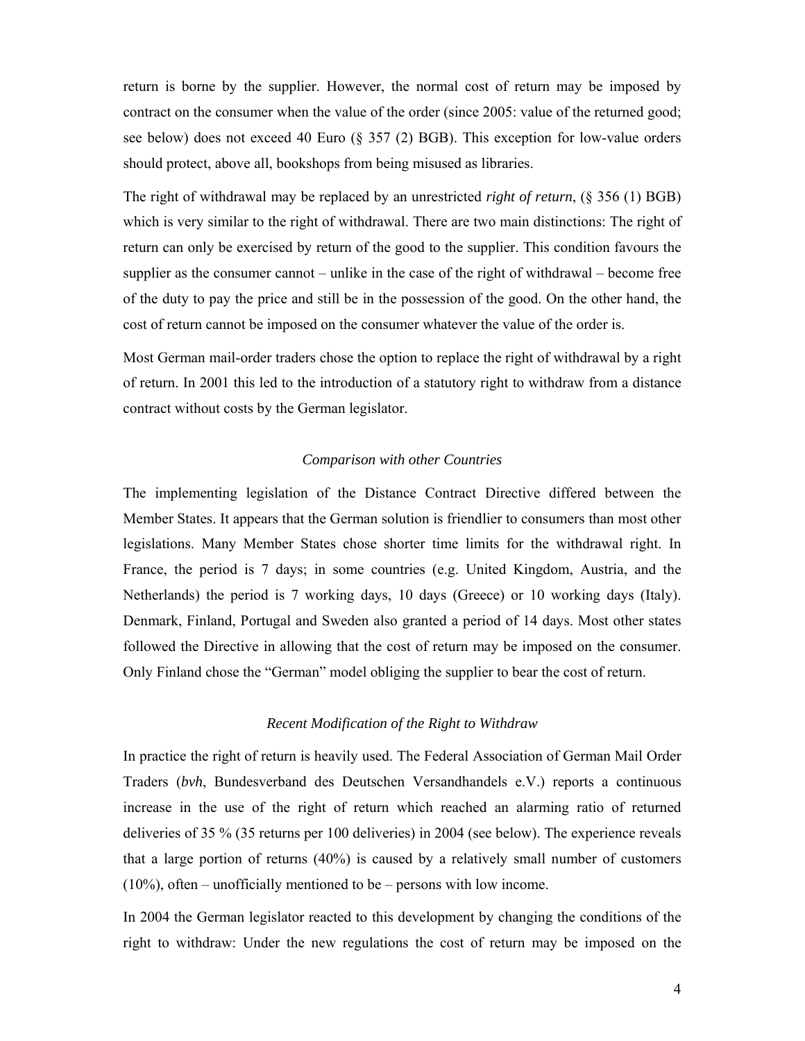return is borne by the supplier. However, the normal cost of return may be imposed by contract on the consumer when the value of the order (since 2005: value of the returned good; see below) does not exceed 40 Euro (§ 357 (2) BGB). This exception for low-value orders should protect, above all, bookshops from being misused as libraries.

The right of withdrawal may be replaced by an unrestricted *right of return*, (§ 356 (1) BGB) which is very similar to the right of withdrawal. There are two main distinctions: The right of return can only be exercised by return of the good to the supplier. This condition favours the supplier as the consumer cannot – unlike in the case of the right of withdrawal – become free of the duty to pay the price and still be in the possession of the good. On the other hand, the cost of return cannot be imposed on the consumer whatever the value of the order is.

Most German mail-order traders chose the option to replace the right of withdrawal by a right of return. In 2001 this led to the introduction of a statutory right to withdraw from a distance contract without costs by the German legislator.

### *Comparison with other Countries*

The implementing legislation of the Distance Contract Directive differed between the Member States. It appears that the German solution is friendlier to consumers than most other legislations. Many Member States chose shorter time limits for the withdrawal right. In France, the period is 7 days; in some countries (e.g. United Kingdom, Austria, and the Netherlands) the period is 7 working days, 10 days (Greece) or 10 working days (Italy). Denmark, Finland, Portugal and Sweden also granted a period of 14 days. Most other states followed the Directive in allowing that the cost of return may be imposed on the consumer. Only Finland chose the "German" model obliging the supplier to bear the cost of return.

### *Recent Modification of the Right to Withdraw*

In practice the right of return is heavily used. The Federal Association of German Mail Order Traders (*bvh*, Bundesverband des Deutschen Versandhandels e.V.) reports a continuous increase in the use of the right of return which reached an alarming ratio of returned deliveries of 35 % (35 returns per 100 deliveries) in 2004 (see below). The experience reveals that a large portion of returns (40%) is caused by a relatively small number of customers (10%), often – unofficially mentioned to be – persons with low income.

In 2004 the German legislator reacted to this development by changing the conditions of the right to withdraw: Under the new regulations the cost of return may be imposed on the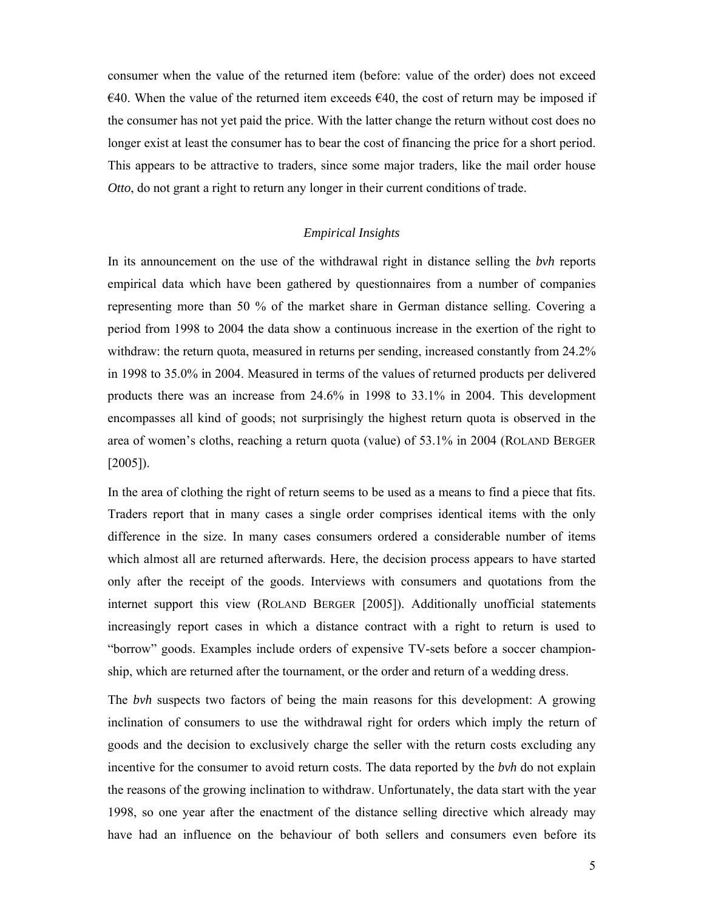consumer when the value of the returned item (before: value of the order) does not exceed €40. When the value of the returned item exceeds €40, the cost of return may be imposed if the consumer has not yet paid the price. With the latter change the return without cost does no longer exist at least the consumer has to bear the cost of financing the price for a short period. This appears to be attractive to traders, since some major traders, like the mail order house *Otto*, do not grant a right to return any longer in their current conditions of trade.

### *Empirical Insights*

In its announcement on the use of the withdrawal right in distance selling the *bvh* reports empirical data which have been gathered by questionnaires from a number of companies representing more than 50 % of the market share in German distance selling. Covering a period from 1998 to 2004 the data show a continuous increase in the exertion of the right to withdraw: the return quota, measured in returns per sending, increased constantly from 24.2% in 1998 to 35.0% in 2004. Measured in terms of the values of returned products per delivered products there was an increase from 24.6% in 1998 to 33.1% in 2004. This development encompasses all kind of goods; not surprisingly the highest return quota is observed in the area of women's cloths, reaching a return quota (value) of 53.1% in 2004 (ROLAND BERGER [2005]).

In the area of clothing the right of return seems to be used as a means to find a piece that fits. Traders report that in many cases a single order comprises identical items with the only difference in the size. In many cases consumers ordered a considerable number of items which almost all are returned afterwards. Here, the decision process appears to have started only after the receipt of the goods. Interviews with consumers and quotations from the internet support this view (ROLAND BERGER [2005]). Additionally unofficial statements increasingly report cases in which a distance contract with a right to return is used to "borrow" goods. Examples include orders of expensive TV-sets before a soccer championship, which are returned after the tournament, or the order and return of a wedding dress.

The *bvh* suspects two factors of being the main reasons for this development: A growing inclination of consumers to use the withdrawal right for orders which imply the return of goods and the decision to exclusively charge the seller with the return costs excluding any incentive for the consumer to avoid return costs. The data reported by the *bvh* do not explain the reasons of the growing inclination to withdraw. Unfortunately, the data start with the year 1998, so one year after the enactment of the distance selling directive which already may have had an influence on the behaviour of both sellers and consumers even before its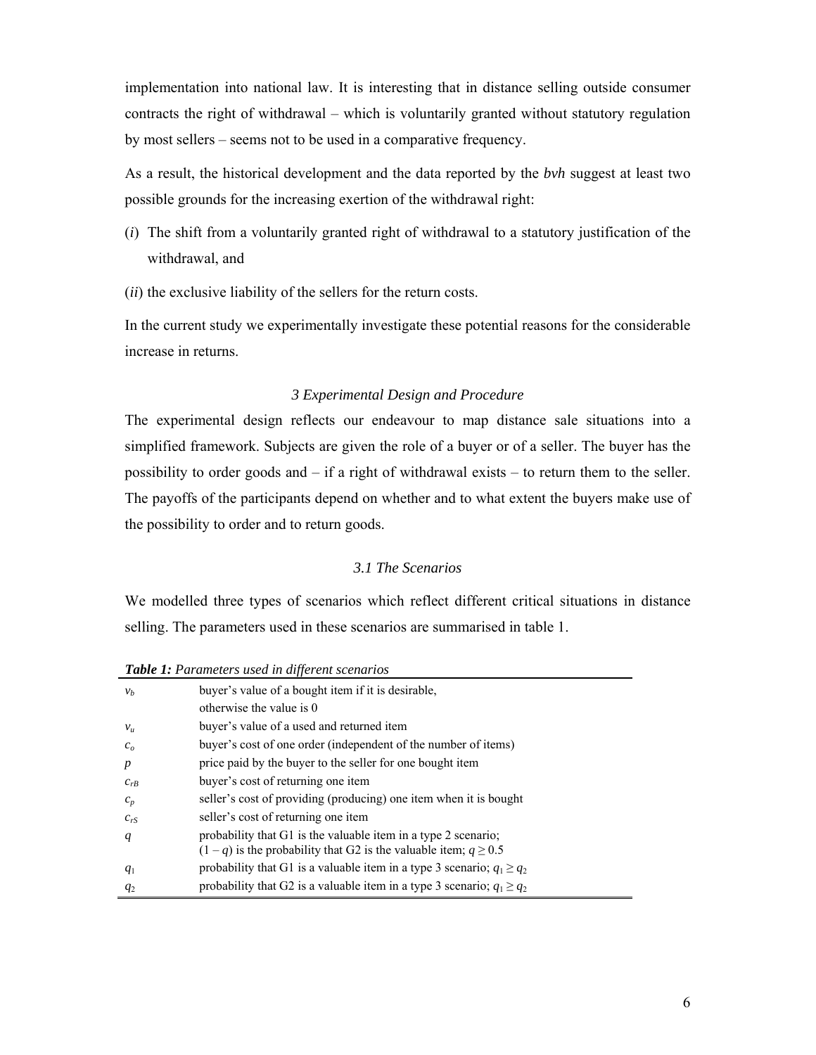implementation into national law. It is interesting that in distance selling outside consumer contracts the right of withdrawal – which is voluntarily granted without statutory regulation by most sellers – seems not to be used in a comparative frequency.

As a result, the historical development and the data reported by the *bvh* suggest at least two possible grounds for the increasing exertion of the withdrawal right:

(*i*) The shift from a voluntarily granted right of withdrawal to a statutory justification of the withdrawal, and

(*ii*) the exclusive liability of the sellers for the return costs.

In the current study we experimentally investigate these potential reasons for the considerable increase in returns.

## *3 Experimental Design and Procedure*

The experimental design reflects our endeavour to map distance sale situations into a simplified framework. Subjects are given the role of a buyer or of a seller. The buyer has the possibility to order goods and – if a right of withdrawal exists – to return them to the seller. The payoffs of the participants depend on whether and to what extent the buyers make use of the possibility to order and to return goods.

### *3.1 The Scenarios*

We modelled three types of scenarios which reflect different critical situations in distance selling. The parameters used in these scenarios are summarised in table 1.

***Table 1:*** *Parameters used in different scenarios*

| | |
|---|---|
| $v_b$ | buyer's value of a bought item if it is desirable, otherwise the value is 0 |
| $v_u$ | buyer's value of a used and returned item |
| $c_o$ | buyer's cost of one order (independent of the number of items) |
| $p$ | price paid by the buyer to the seller for one bought item |
| $c_{rB}$ | buyer's cost of returning one item |
| $c_p$ | seller's cost of providing (producing) one item when it is bought |
| $c_{rS}$ | seller's cost of returning one item |
| $q$ | probability that G1 is the valuable item in a type 2 scenario; $(1 - q)$ is the probability that G2 is the valuable item; $q \geq 0.5$ |
| $q_1$ | probability that G1 is a valuable item in a type 3 scenario; $q_1 \geq q_2$ |
| $q_2$ | probability that G2 is a valuable item in a type 3 scenario; $q_1 \geq q_2$ |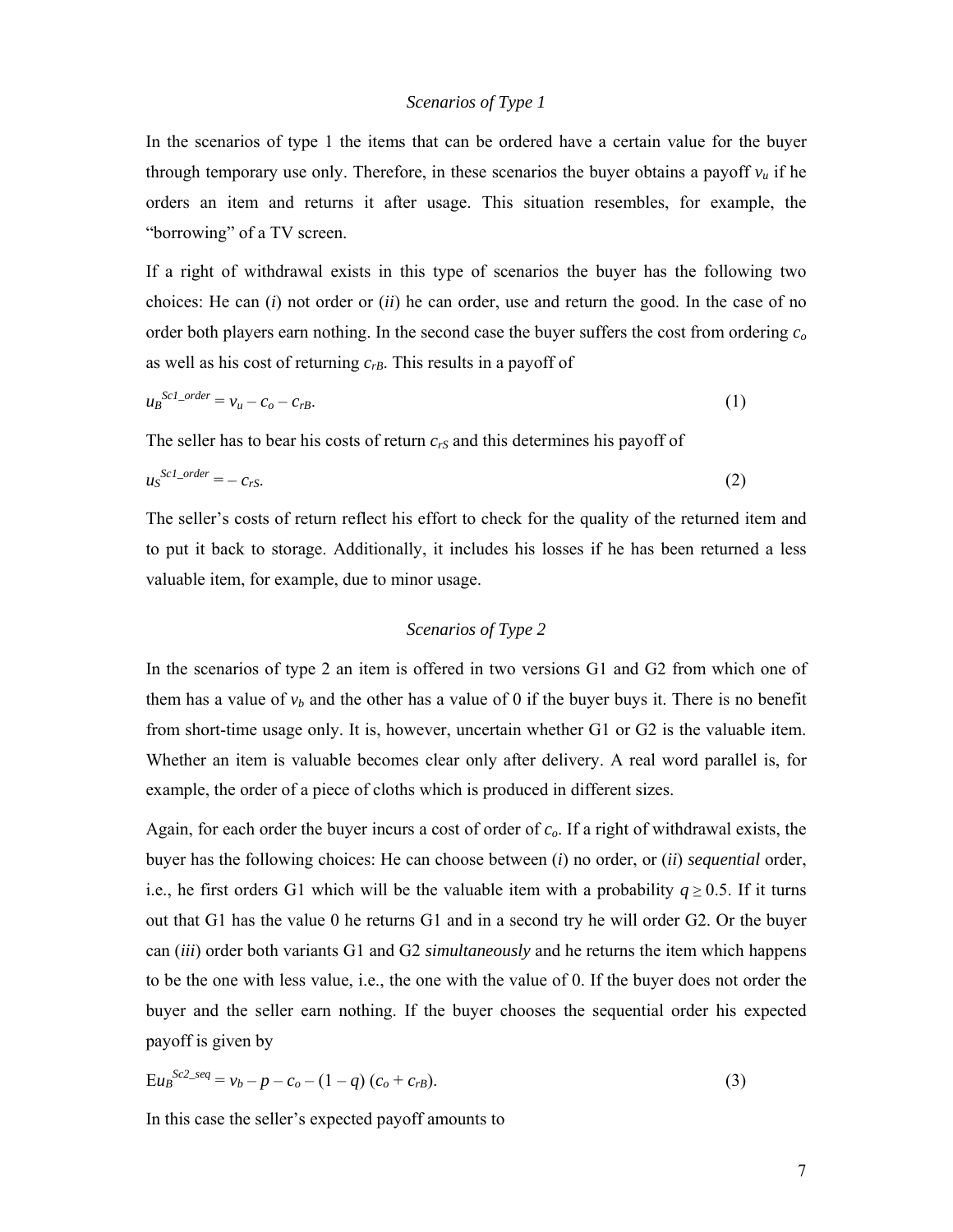### *Scenarios of Type 1*

In the scenarios of type 1 the items that can be ordered have a certain value for the buyer through temporary use only. Therefore, in these scenarios the buyer obtains a payoff $v_u$ if he orders an item and returns it after usage. This situation resembles, for example, the "borrowing" of a TV screen.

If a right of withdrawal exists in this type of scenarios the buyer has the following two choices: He can (*i*) not order or (*ii*) he can order, use and return the good. In the case of no order both players earn nothing. In the second case the buyer suffers the cost from ordering $c_o$ as well as his cost of returning $c_{rB}$. This results in a payoff of

$$u_B^{Sc1\_order} = v_u - c_o - c_{rB}. \tag{1}$$

The seller has to bear his costs of return $c_{rS}$ and this determines his payoff of

$$u_S^{Sc1\_order} = - c_{rS}. \tag{2}$$

The seller's costs of return reflect his effort to check for the quality of the returned item and to put it back to storage. Additionally, it includes his losses if he has been returned a less valuable item, for example, due to minor usage.

### *Scenarios of Type 2*

In the scenarios of type 2 an item is offered in two versions G1 and G2 from which one of them has a value of $v_b$ and the other has a value of 0 if the buyer buys it. There is no benefit from short-time usage only. It is, however, uncertain whether G1 or G2 is the valuable item. Whether an item is valuable becomes clear only after delivery. A real word parallel is, for example, the order of a piece of cloths which is produced in different sizes.

Again, for each order the buyer incurs a cost of order of $c_o$. If a right of withdrawal exists, the buyer has the following choices: He can choose between (*i*) no order, or (*ii*) *sequential* order, i.e., he first orders G1 which will be the valuable item with a probability $q \geq 0.5$. If it turns out that G1 has the value 0 he returns G1 and in a second try he will order G2. Or the buyer can (*iii*) order both variants G1 and G2 *simultaneously* and he returns the item which happens to be the one with less value, i.e., the one with the value of 0. If the buyer does not order the buyer and the seller earn nothing. If the buyer chooses the sequential order his expected payoff is given by

$$\mathrm{E}u_B^{Sc2\_seq} = v_b - p - c_o - (1 - q)(c_o + c_{rB}). \tag{3}$$

In this case the seller's expected payoff amounts to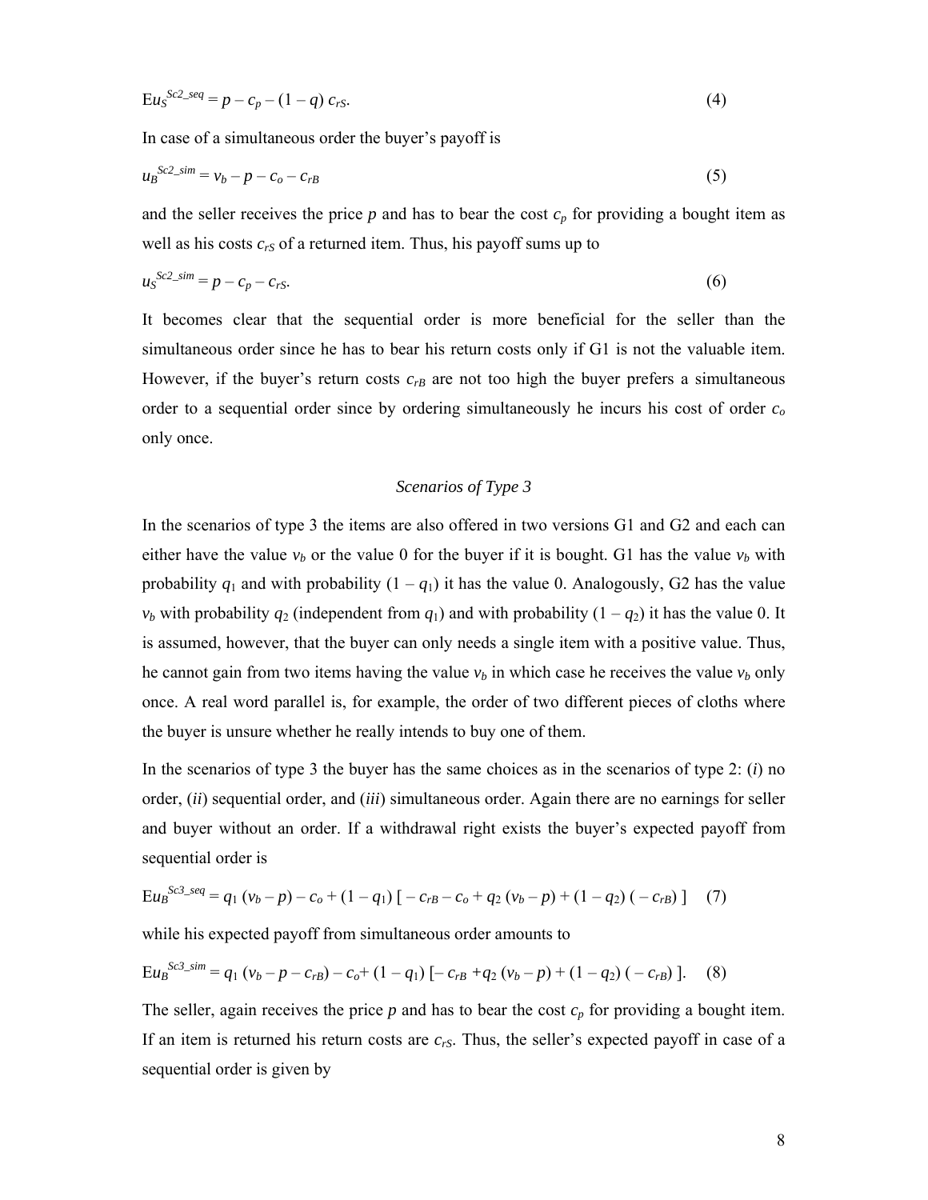$$\mathrm{E}u_S^{Sc2\_seq} = p - c_p - (1 - q)\, c_{rS}. \tag{4}$$

In case of a simultaneous order the buyer's payoff is

$$u_B^{Sc2\_sim} = v_b - p - c_o - c_{rB} \tag{5}$$

and the seller receives the price $p$ and has to bear the cost $c_p$ for providing a bought item as well as his costs $c_{rS}$ of a returned item. Thus, his payoff sums up to

$$u_S^{Sc2\_sim} = p - c_p - c_{rS}. \tag{6}$$

It becomes clear that the sequential order is more beneficial for the seller than the simultaneous order since he has to bear his return costs only if G1 is not the valuable item. However, if the buyer's return costs $c_{rB}$ are not too high the buyer prefers a simultaneous order to a sequential order since by ordering simultaneously he incurs his cost of order $c_o$ only once.

### *Scenarios of Type 3*

In the scenarios of type 3 the items are also offered in two versions G1 and G2 and each can either have the value $v_b$ or the value 0 for the buyer if it is bought. G1 has the value $v_b$ with probability $q_1$ and with probability $(1 - q_1)$ it has the value 0. Analogously, G2 has the value $v_b$ with probability $q_2$ (independent from $q_1$) and with probability $(1 - q_2)$ it has the value 0. It is assumed, however, that the buyer can only needs a single item with a positive value. Thus, he cannot gain from two items having the value $v_b$ in which case he receives the value $v_b$ only once. A real word parallel is, for example, the order of two different pieces of cloths where the buyer is unsure whether he really intends to buy one of them.

In the scenarios of type 3 the buyer has the same choices as in the scenarios of type 2: (*i*) no order, (*ii*) sequential order, and (*iii*) simultaneous order. Again there are no earnings for seller and buyer without an order. If a withdrawal right exists the buyer's expected payoff from sequential order is

$$\mathrm{E}u_B^{Sc3\_seq} = q_1\,(v_b - p) - c_o + (1 - q_1)\,[\,-c_{rB} - c_o + q_2\,(v_b - p) + (1 - q_2)\,(-c_{rB})\,] \tag{7}$$

while his expected payoff from simultaneous order amounts to

$$\mathrm{E}u_B^{Sc3\_sim} = q_1\,(v_b - p - c_{rB}) - c_o + (1 - q_1)\,[-c_{rB} + q_2\,(v_b - p) + (1 - q_2)\,(-c_{rB})\,]. \tag{8}$$

The seller, again receives the price $p$ and has to bear the cost $c_p$ for providing a bought item. If an item is returned his return costs are $c_{rS}$. Thus, the seller's expected payoff in case of a sequential order is given by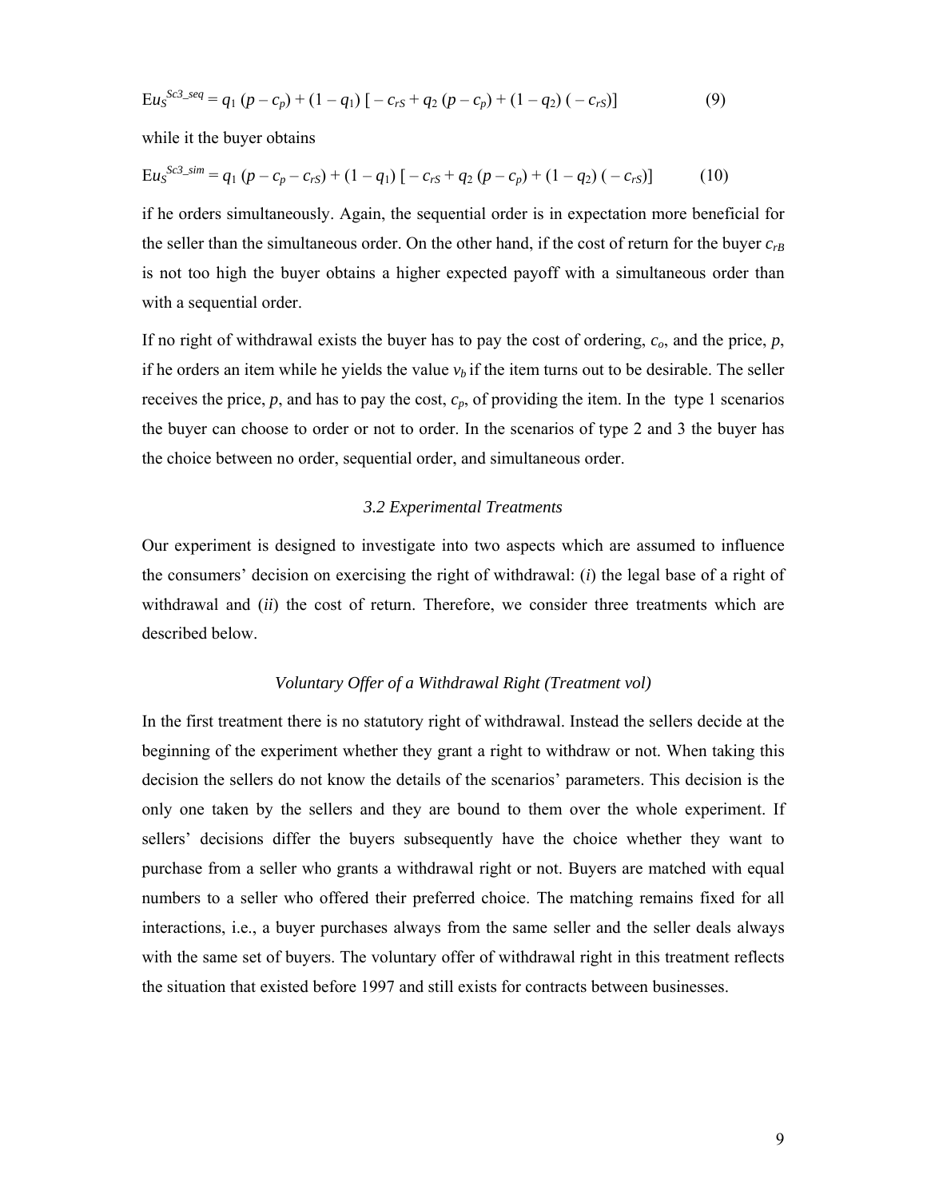$$\mathrm{E}u_S^{Sc3\_seq} = q_1\,(p - c_p) + (1 - q_1)\,[\,-\,c_{rS} + q_2\,(p - c_p) + (1 - q_2)\,(\,-\,c_{rS})] \tag{9}$$

while it the buyer obtains

$$\mathrm{E}u_S^{Sc3\_sim} = q_1\,(p - c_p - c_{rS}) + (1 - q_1)\,[\,-\,c_{rS} + q_2\,(p - c_p) + (1 - q_2)\,(\,-\,c_{rS})] \tag{10}$$

if he orders simultaneously. Again, the sequential order is in expectation more beneficial for the seller than the simultaneous order. On the other hand, if the cost of return for the buyer $c_{rB}$ is not too high the buyer obtains a higher expected payoff with a simultaneous order than with a sequential order.

If no right of withdrawal exists the buyer has to pay the cost of ordering, $c_o$, and the price, $p$, if he orders an item while he yields the value $v_b$ if the item turns out to be desirable. The seller receives the price, $p$, and has to pay the cost, $c_p$, of providing the item. In the type 1 scenarios the buyer can choose to order or not to order. In the scenarios of type 2 and 3 the buyer has the choice between no order, sequential order, and simultaneous order.

### *3.2 Experimental Treatments*

Our experiment is designed to investigate into two aspects which are assumed to influence the consumers' decision on exercising the right of withdrawal: (*i*) the legal base of a right of withdrawal and (*ii*) the cost of return. Therefore, we consider three treatments which are described below.

#### *Voluntary Offer of a Withdrawal Right (Treatment vol)*

In the first treatment there is no statutory right of withdrawal. Instead the sellers decide at the beginning of the experiment whether they grant a right to withdraw or not. When taking this decision the sellers do not know the details of the scenarios' parameters. This decision is the only one taken by the sellers and they are bound to them over the whole experiment. If sellers' decisions differ the buyers subsequently have the choice whether they want to purchase from a seller who grants a withdrawal right or not. Buyers are matched with equal numbers to a seller who offered their preferred choice. The matching remains fixed for all interactions, i.e., a buyer purchases always from the same seller and the seller deals always with the same set of buyers. The voluntary offer of withdrawal right in this treatment reflects the situation that existed before 1997 and still exists for contracts between businesses.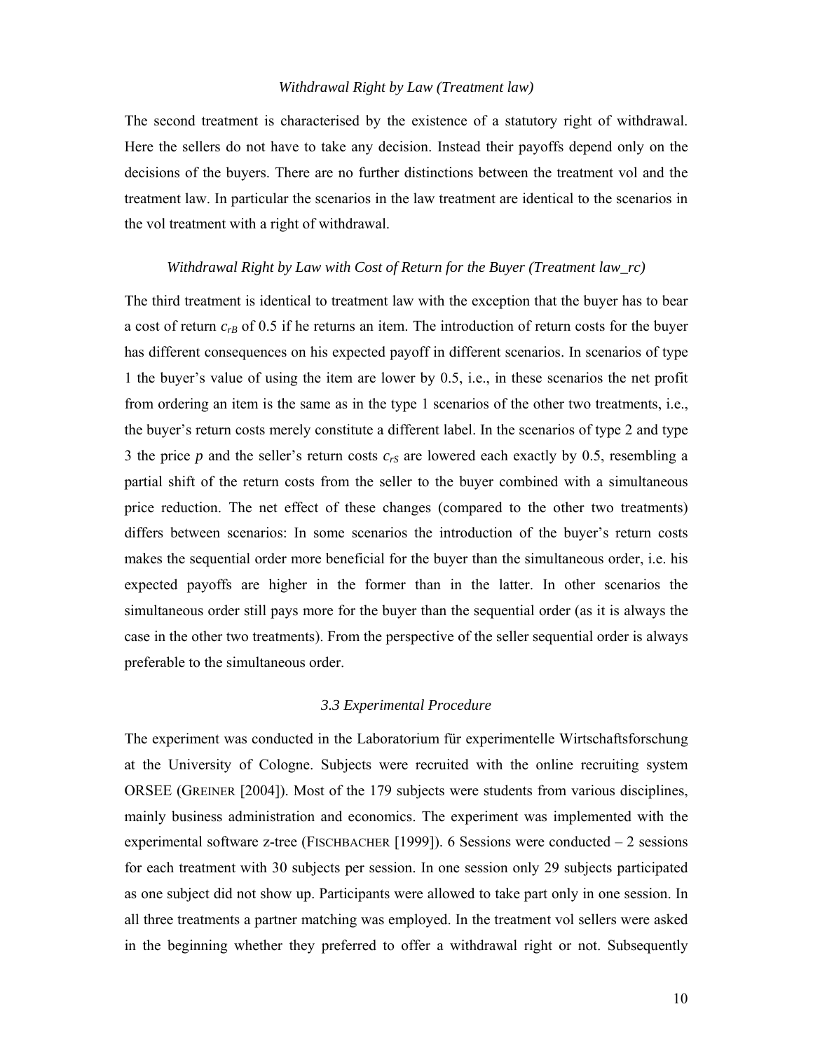*Withdrawal Right by Law (Treatment law)*

The second treatment is characterised by the existence of a statutory right of withdrawal. Here the sellers do not have to take any decision. Instead their payoffs depend only on the decisions of the buyers. There are no further distinctions between the treatment vol and the treatment law. In particular the scenarios in the law treatment are identical to the scenarios in the vol treatment with a right of withdrawal.

*Withdrawal Right by Law with Cost of Return for the Buyer (Treatment law_rc)*

The third treatment is identical to treatment law with the exception that the buyer has to bear a cost of return $c_{rB}$ of 0.5 if he returns an item. The introduction of return costs for the buyer has different consequences on his expected payoff in different scenarios. In scenarios of type 1 the buyer's value of using the item are lower by 0.5, i.e., in these scenarios the net profit from ordering an item is the same as in the type 1 scenarios of the other two treatments, i.e., the buyer's return costs merely constitute a different label. In the scenarios of type 2 and type 3 the price $p$ and the seller's return costs $c_{rS}$ are lowered each exactly by 0.5, resembling a partial shift of the return costs from the seller to the buyer combined with a simultaneous price reduction. The net effect of these changes (compared to the other two treatments) differs between scenarios: In some scenarios the introduction of the buyer's return costs makes the sequential order more beneficial for the buyer than the simultaneous order, i.e. his expected payoffs are higher in the former than in the latter. In other scenarios the simultaneous order still pays more for the buyer than the sequential order (as it is always the case in the other two treatments). From the perspective of the seller sequential order is always preferable to the simultaneous order.

### *3.3 Experimental Procedure*

The experiment was conducted in the Laboratorium für experimentelle Wirtschaftsforschung at the University of Cologne. Subjects were recruited with the online recruiting system ORSEE (GREINER [2004]). Most of the 179 subjects were students from various disciplines, mainly business administration and economics. The experiment was implemented with the experimental software z-tree (FISCHBACHER [1999]). 6 Sessions were conducted – 2 sessions for each treatment with 30 subjects per session. In one session only 29 subjects participated as one subject did not show up. Participants were allowed to take part only in one session. In all three treatments a partner matching was employed. In the treatment vol sellers were asked in the beginning whether they preferred to offer a withdrawal right or not. Subsequently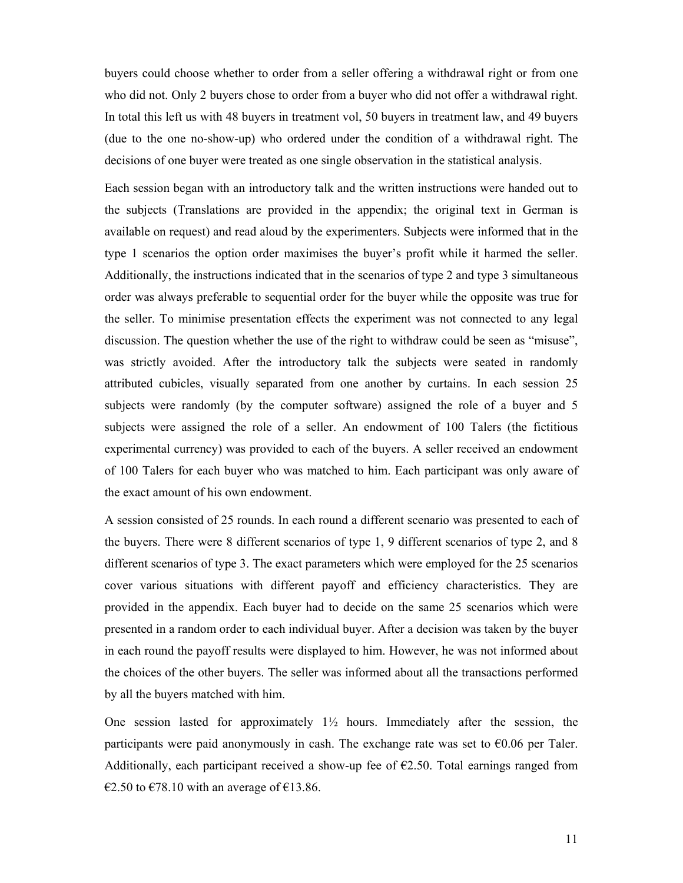buyers could choose whether to order from a seller offering a withdrawal right or from one who did not. Only 2 buyers chose to order from a buyer who did not offer a withdrawal right. In total this left us with 48 buyers in treatment vol, 50 buyers in treatment law, and 49 buyers (due to the one no-show-up) who ordered under the condition of a withdrawal right. The decisions of one buyer were treated as one single observation in the statistical analysis.

Each session began with an introductory talk and the written instructions were handed out to the subjects (Translations are provided in the appendix; the original text in German is available on request) and read aloud by the experimenters. Subjects were informed that in the type 1 scenarios the option order maximises the buyer's profit while it harmed the seller. Additionally, the instructions indicated that in the scenarios of type 2 and type 3 simultaneous order was always preferable to sequential order for the buyer while the opposite was true for the seller. To minimise presentation effects the experiment was not connected to any legal discussion. The question whether the use of the right to withdraw could be seen as "misuse", was strictly avoided. After the introductory talk the subjects were seated in randomly attributed cubicles, visually separated from one another by curtains. In each session 25 subjects were randomly (by the computer software) assigned the role of a buyer and 5 subjects were assigned the role of a seller. An endowment of 100 Talers (the fictitious experimental currency) was provided to each of the buyers. A seller received an endowment of 100 Talers for each buyer who was matched to him. Each participant was only aware of the exact amount of his own endowment.

A session consisted of 25 rounds. In each round a different scenario was presented to each of the buyers. There were 8 different scenarios of type 1, 9 different scenarios of type 2, and 8 different scenarios of type 3. The exact parameters which were employed for the 25 scenarios cover various situations with different payoff and efficiency characteristics. They are provided in the appendix. Each buyer had to decide on the same 25 scenarios which were presented in a random order to each individual buyer. After a decision was taken by the buyer in each round the payoff results were displayed to him. However, he was not informed about the choices of the other buyers. The seller was informed about all the transactions performed by all the buyers matched with him.

One session lasted for approximately 1½ hours. Immediately after the session, the participants were paid anonymously in cash. The exchange rate was set to €0.06 per Taler. Additionally, each participant received a show-up fee of €2.50. Total earnings ranged from €2.50 to €78.10 with an average of €13.86.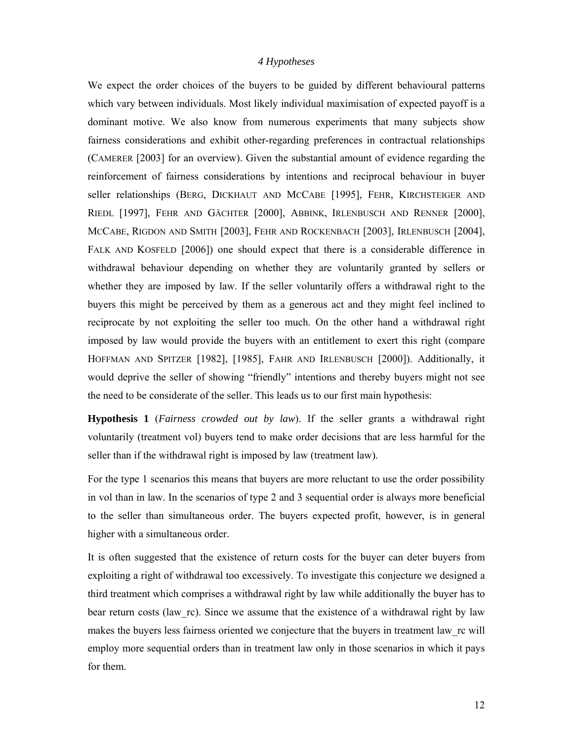## *4 Hypotheses*

We expect the order choices of the buyers to be guided by different behavioural patterns which vary between individuals. Most likely individual maximisation of expected payoff is a dominant motive. We also know from numerous experiments that many subjects show fairness considerations and exhibit other-regarding preferences in contractual relationships (CAMERER [2003] for an overview). Given the substantial amount of evidence regarding the reinforcement of fairness considerations by intentions and reciprocal behaviour in buyer seller relationships (BERG, DICKHAUT AND MCCABE [1995], FEHR, KIRCHSTEIGER AND RIEDL [1997], FEHR AND GÄCHTER [2000], ABBINK, IRLENBUSCH AND RENNER [2000], MCCABE, RIGDON AND SMITH [2003], FEHR AND ROCKENBACH [2003], IRLENBUSCH [2004], FALK AND KOSFELD [2006]) one should expect that there is a considerable difference in withdrawal behaviour depending on whether they are voluntarily granted by sellers or whether they are imposed by law. If the seller voluntarily offers a withdrawal right to the buyers this might be perceived by them as a generous act and they might feel inclined to reciprocate by not exploiting the seller too much. On the other hand a withdrawal right imposed by law would provide the buyers with an entitlement to exert this right (compare HOFFMAN AND SPITZER [1982], [1985], FAHR AND IRLENBUSCH [2000]). Additionally, it would deprive the seller of showing "friendly" intentions and thereby buyers might not see the need to be considerate of the seller. This leads us to our first main hypothesis:

**Hypothesis 1** (*Fairness crowded out by law*). If the seller grants a withdrawal right voluntarily (treatment vol) buyers tend to make order decisions that are less harmful for the seller than if the withdrawal right is imposed by law (treatment law).

For the type 1 scenarios this means that buyers are more reluctant to use the order possibility in vol than in law. In the scenarios of type 2 and 3 sequential order is always more beneficial to the seller than simultaneous order. The buyers expected profit, however, is in general higher with a simultaneous order.

It is often suggested that the existence of return costs for the buyer can deter buyers from exploiting a right of withdrawal too excessively. To investigate this conjecture we designed a third treatment which comprises a withdrawal right by law while additionally the buyer has to bear return costs (law_rc). Since we assume that the existence of a withdrawal right by law makes the buyers less fairness oriented we conjecture that the buyers in treatment law_rc will employ more sequential orders than in treatment law only in those scenarios in which it pays for them.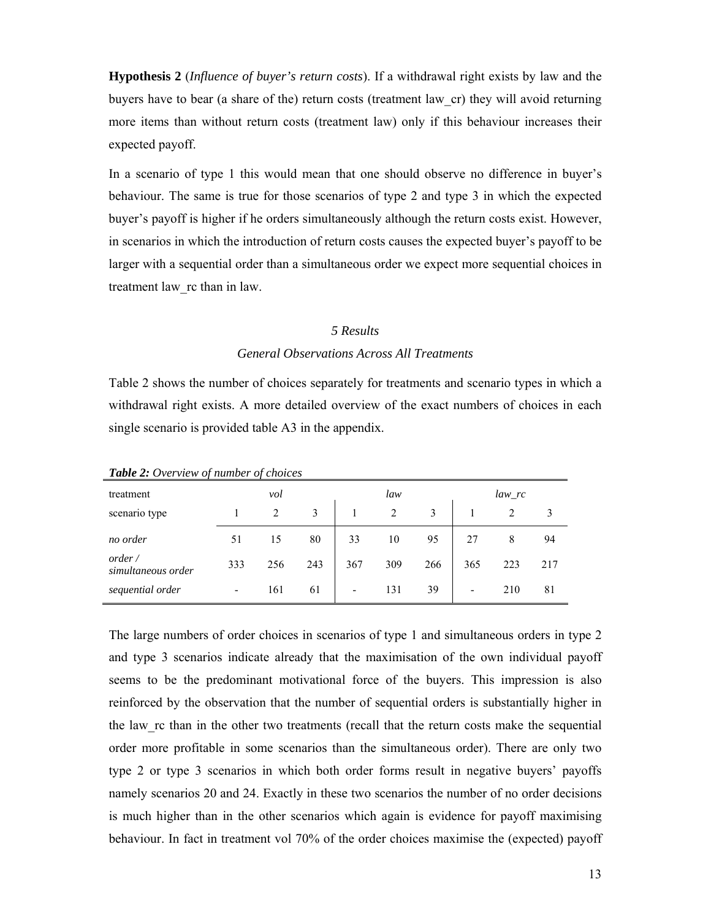**Hypothesis 2** (*Influence of buyer's return costs*). If a withdrawal right exists by law and the buyers have to bear (a share of the) return costs (treatment law_cr) they will avoid returning more items than without return costs (treatment law) only if this behaviour increases their expected payoff.

In a scenario of type 1 this would mean that one should observe no difference in buyer's behaviour. The same is true for those scenarios of type 2 and type 3 in which the expected buyer's payoff is higher if he orders simultaneously although the return costs exist. However, in scenarios in which the introduction of return costs causes the expected buyer's payoff to be larger with a sequential order than a simultaneous order we expect more sequential choices in treatment law_rc than in law.

## *5 Results*

### *General Observations Across All Treatments*

Table 2 shows the number of choices separately for treatments and scenario types in which a withdrawal right exists. A more detailed overview of the exact numbers of choices in each single scenario is provided table A3 in the appendix.

***Table 2:*** *Overview of number of choices*

| treatment | *vol* | | | *law* | | | *law_rc* | | |
|---|---|---|---|---|---|---|---|---|---|
| scenario type | 1 | 2 | 3 | 1 | 2 | 3 | 1 | 2 | 3 |
| *no order* | 51 | 15 | 80 | 33 | 10 | 95 | 27 | 8 | 94 |
| *order / simultaneous order* | 333 | 256 | 243 | 367 | 309 | 266 | 365 | 223 | 217 |
| *sequential order* | - | 161 | 61 | - | 131 | 39 | - | 210 | 81 |

The large numbers of order choices in scenarios of type 1 and simultaneous orders in type 2 and type 3 scenarios indicate already that the maximisation of the own individual payoff seems to be the predominant motivational force of the buyers. This impression is also reinforced by the observation that the number of sequential orders is substantially higher in the law_rc than in the other two treatments (recall that the return costs make the sequential order more profitable in some scenarios than the simultaneous order). There are only two type 2 or type 3 scenarios in which both order forms result in negative buyers' payoffs namely scenarios 20 and 24. Exactly in these two scenarios the number of no order decisions is much higher than in the other scenarios which again is evidence for payoff maximising behaviour. In fact in treatment vol 70% of the order choices maximise the (expected) payoff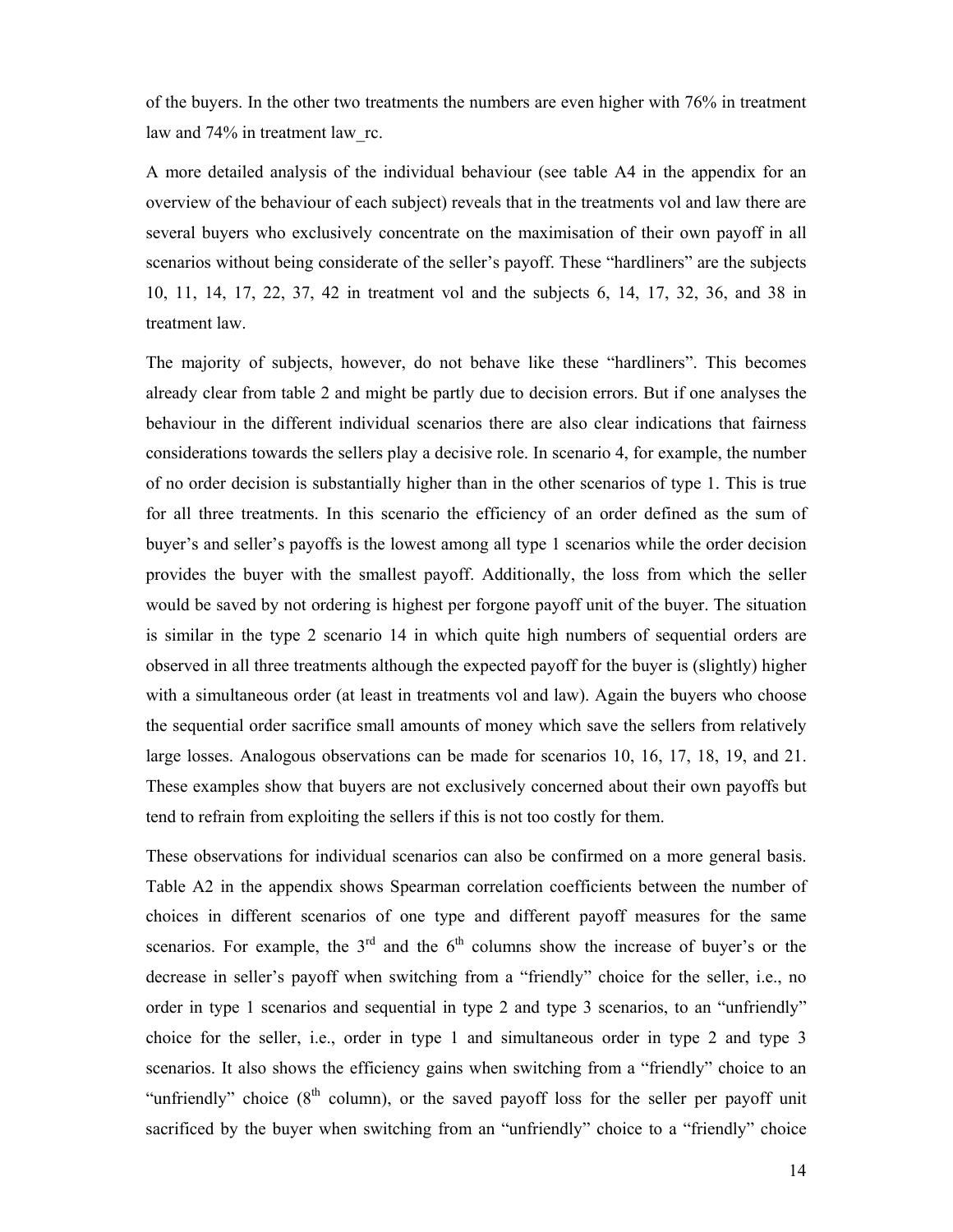of the buyers. In the other two treatments the numbers are even higher with 76% in treatment law and 74% in treatment law_rc.

A more detailed analysis of the individual behaviour (see table A4 in the appendix for an overview of the behaviour of each subject) reveals that in the treatments vol and law there are several buyers who exclusively concentrate on the maximisation of their own payoff in all scenarios without being considerate of the seller's payoff. These "hardliners" are the subjects 10, 11, 14, 17, 22, 37, 42 in treatment vol and the subjects 6, 14, 17, 32, 36, and 38 in treatment law.

The majority of subjects, however, do not behave like these "hardliners". This becomes already clear from table 2 and might be partly due to decision errors. But if one analyses the behaviour in the different individual scenarios there are also clear indications that fairness considerations towards the sellers play a decisive role. In scenario 4, for example, the number of no order decision is substantially higher than in the other scenarios of type 1. This is true for all three treatments. In this scenario the efficiency of an order defined as the sum of buyer's and seller's payoffs is the lowest among all type 1 scenarios while the order decision provides the buyer with the smallest payoff. Additionally, the loss from which the seller would be saved by not ordering is highest per forgone payoff unit of the buyer. The situation is similar in the type 2 scenario 14 in which quite high numbers of sequential orders are observed in all three treatments although the expected payoff for the buyer is (slightly) higher with a simultaneous order (at least in treatments vol and law). Again the buyers who choose the sequential order sacrifice small amounts of money which save the sellers from relatively large losses. Analogous observations can be made for scenarios 10, 16, 17, 18, 19, and 21. These examples show that buyers are not exclusively concerned about their own payoffs but tend to refrain from exploiting the sellers if this is not too costly for them.

These observations for individual scenarios can also be confirmed on a more general basis. Table A2 in the appendix shows Spearman correlation coefficients between the number of choices in different scenarios of one type and different payoff measures for the same scenarios. For example, the 3rd and the 6th columns show the increase of buyer's or the decrease in seller's payoff when switching from a "friendly" choice for the seller, i.e., no order in type 1 scenarios and sequential in type 2 and type 3 scenarios, to an "unfriendly" choice for the seller, i.e., order in type 1 and simultaneous order in type 2 and type 3 scenarios. It also shows the efficiency gains when switching from a "friendly" choice to an "unfriendly" choice (8th column), or the saved payoff loss for the seller per payoff unit sacrificed by the buyer when switching from an "unfriendly" choice to a "friendly" choice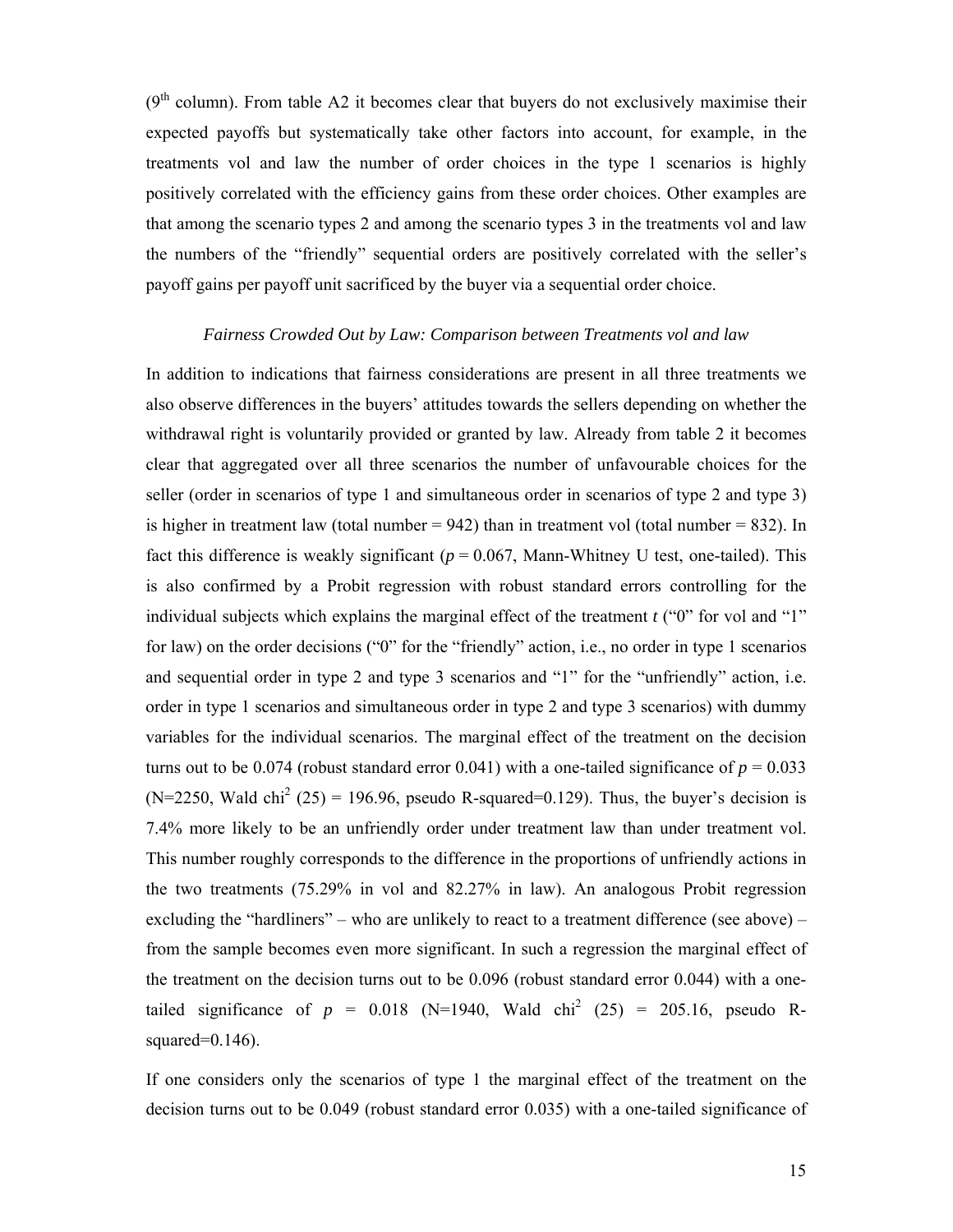($9^{th}$ column). From table A2 it becomes clear that buyers do not exclusively maximise their expected payoffs but systematically take other factors into account, for example, in the treatments vol and law the number of order choices in the type 1 scenarios is highly positively correlated with the efficiency gains from these order choices. Other examples are that among the scenario types 2 and among the scenario types 3 in the treatments vol and law the numbers of the "friendly" sequential orders are positively correlated with the seller's payoff gains per payoff unit sacrificed by the buyer via a sequential order choice.

*Fairness Crowded Out by Law: Comparison between Treatments vol and law*

In addition to indications that fairness considerations are present in all three treatments we also observe differences in the buyers' attitudes towards the sellers depending on whether the withdrawal right is voluntarily provided or granted by law. Already from table 2 it becomes clear that aggregated over all three scenarios the number of unfavourable choices for the seller (order in scenarios of type 1 and simultaneous order in scenarios of type 2 and type 3) is higher in treatment law (total number = 942) than in treatment vol (total number = 832). In fact this difference is weakly significant ($p = 0.067$, Mann-Whitney U test, one-tailed). This is also confirmed by a Probit regression with robust standard errors controlling for the individual subjects which explains the marginal effect of the treatment $t$ ("0" for vol and "1" for law) on the order decisions ("0" for the "friendly" action, i.e., no order in type 1 scenarios and sequential order in type 2 and type 3 scenarios and "1" for the "unfriendly" action, i.e. order in type 1 scenarios and simultaneous order in type 2 and type 3 scenarios) with dummy variables for the individual scenarios. The marginal effect of the treatment on the decision turns out to be 0.074 (robust standard error 0.041) with a one-tailed significance of $p = 0.033$ (N=2250, Wald $chi^2$ (25) = 196.96, pseudo R-squared=0.129). Thus, the buyer's decision is 7.4% more likely to be an unfriendly order under treatment law than under treatment vol. This number roughly corresponds to the difference in the proportions of unfriendly actions in the two treatments (75.29% in vol and 82.27% in law). An analogous Probit regression excluding the "hardliners" – who are unlikely to react to a treatment difference (see above) – from the sample becomes even more significant. In such a regression the marginal effect of the treatment on the decision turns out to be 0.096 (robust standard error 0.044) with a one-tailed significance of $p = 0.018$ (N=1940, Wald $chi^2$ (25) = 205.16, pseudo R-squared=0.146).

If one considers only the scenarios of type 1 the marginal effect of the treatment on the decision turns out to be 0.049 (robust standard error 0.035) with a one-tailed significance of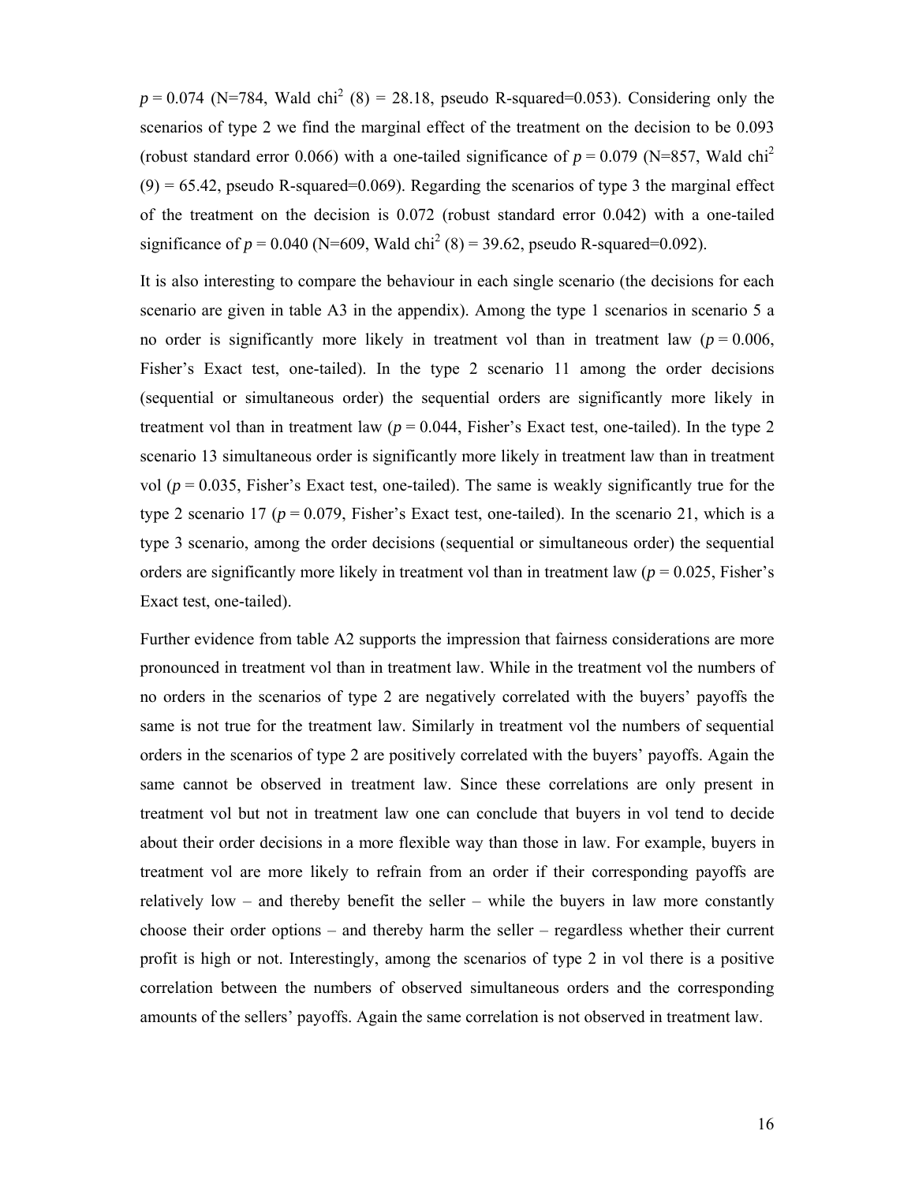$p = 0.074$ (N=784, Wald chi$^2$ (8) = 28.18, pseudo R-squared=0.053). Considering only the scenarios of type 2 we find the marginal effect of the treatment on the decision to be 0.093 (robust standard error 0.066) with a one-tailed significance of $p = 0.079$ (N=857, Wald chi$^2$ (9) = 65.42, pseudo R-squared=0.069). Regarding the scenarios of type 3 the marginal effect of the treatment on the decision is 0.072 (robust standard error 0.042) with a one-tailed significance of $p = 0.040$ (N=609, Wald chi$^2$ (8) = 39.62, pseudo R-squared=0.092).

It is also interesting to compare the behaviour in each single scenario (the decisions for each scenario are given in table A3 in the appendix). Among the type 1 scenarios in scenario 5 a no order is significantly more likely in treatment vol than in treatment law ($p = 0.006$, Fisher's Exact test, one-tailed). In the type 2 scenario 11 among the order decisions (sequential or simultaneous order) the sequential orders are significantly more likely in treatment vol than in treatment law ($p = 0.044$, Fisher's Exact test, one-tailed). In the type 2 scenario 13 simultaneous order is significantly more likely in treatment law than in treatment vol ($p = 0.035$, Fisher's Exact test, one-tailed). The same is weakly significantly true for the type 2 scenario 17 ($p = 0.079$, Fisher's Exact test, one-tailed). In the scenario 21, which is a type 3 scenario, among the order decisions (sequential or simultaneous order) the sequential orders are significantly more likely in treatment vol than in treatment law ($p = 0.025$, Fisher's Exact test, one-tailed).

Further evidence from table A2 supports the impression that fairness considerations are more pronounced in treatment vol than in treatment law. While in the treatment vol the numbers of no orders in the scenarios of type 2 are negatively correlated with the buyers' payoffs the same is not true for the treatment law. Similarly in treatment vol the numbers of sequential orders in the scenarios of type 2 are positively correlated with the buyers' payoffs. Again the same cannot be observed in treatment law. Since these correlations are only present in treatment vol but not in treatment law one can conclude that buyers in vol tend to decide about their order decisions in a more flexible way than those in law. For example, buyers in treatment vol are more likely to refrain from an order if their corresponding payoffs are relatively low – and thereby benefit the seller – while the buyers in law more constantly choose their order options – and thereby harm the seller – regardless whether their current profit is high or not. Interestingly, among the scenarios of type 2 in vol there is a positive correlation between the numbers of observed simultaneous orders and the corresponding amounts of the sellers' payoffs. Again the same correlation is not observed in treatment law.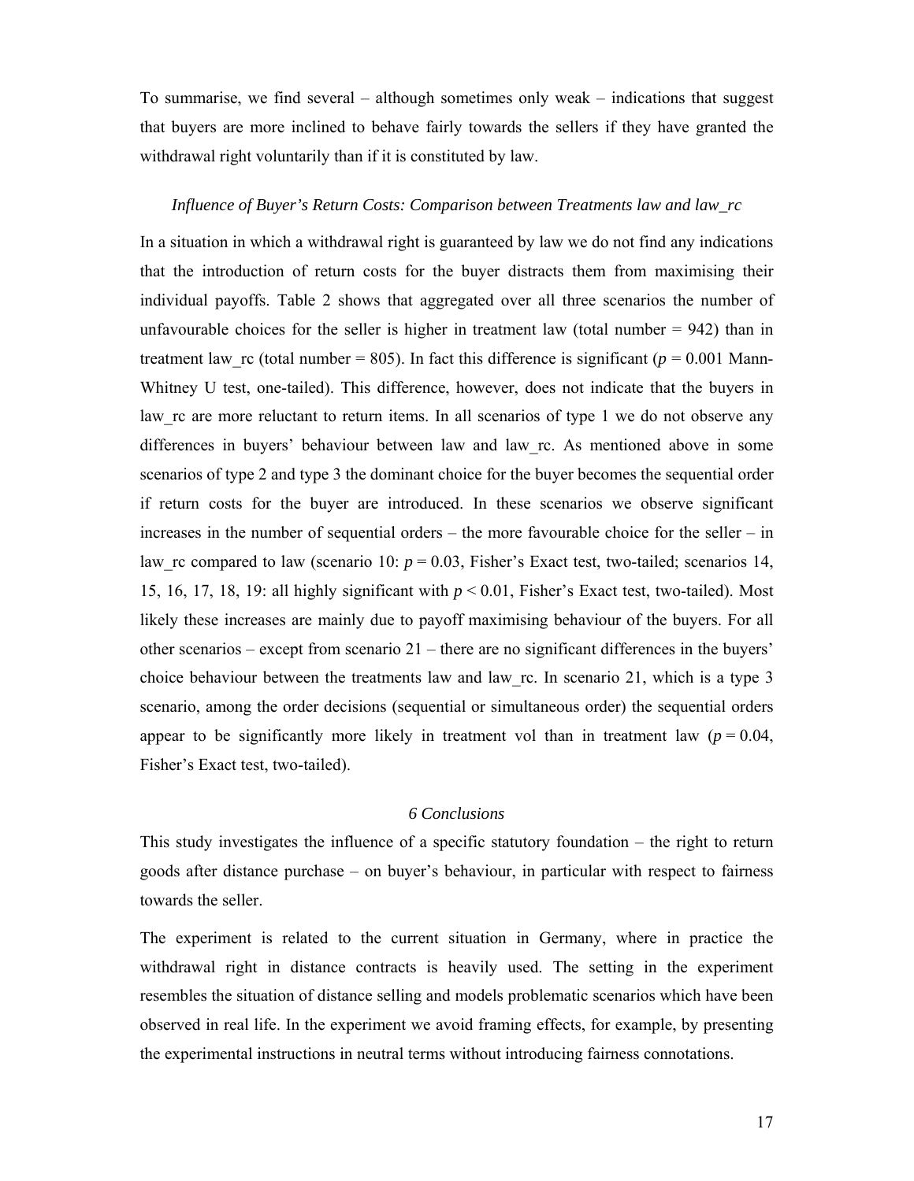To summarise, we find several – although sometimes only weak – indications that suggest that buyers are more inclined to behave fairly towards the sellers if they have granted the withdrawal right voluntarily than if it is constituted by law.

*Influence of Buyer's Return Costs: Comparison between Treatments law and law_rc*

In a situation in which a withdrawal right is guaranteed by law we do not find any indications that the introduction of return costs for the buyer distracts them from maximising their individual payoffs. Table 2 shows that aggregated over all three scenarios the number of unfavourable choices for the seller is higher in treatment law (total number = 942) than in treatment law_rc (total number = 805). In fact this difference is significant ($p = 0.001$ Mann-Whitney U test, one-tailed). This difference, however, does not indicate that the buyers in law_rc are more reluctant to return items. In all scenarios of type 1 we do not observe any differences in buyers' behaviour between law and law_rc. As mentioned above in some scenarios of type 2 and type 3 the dominant choice for the buyer becomes the sequential order if return costs for the buyer are introduced. In these scenarios we observe significant increases in the number of sequential orders – the more favourable choice for the seller – in law_rc compared to law (scenario 10: $p = 0.03$, Fisher's Exact test, two-tailed; scenarios 14, 15, 16, 17, 18, 19: all highly significant with $p < 0.01$, Fisher's Exact test, two-tailed). Most likely these increases are mainly due to payoff maximising behaviour of the buyers. For all other scenarios – except from scenario 21 – there are no significant differences in the buyers' choice behaviour between the treatments law and law_rc. In scenario 21, which is a type 3 scenario, among the order decisions (sequential or simultaneous order) the sequential orders appear to be significantly more likely in treatment vol than in treatment law ($p = 0.04$, Fisher's Exact test, two-tailed).

## 6 Conclusions

This study investigates the influence of a specific statutory foundation – the right to return goods after distance purchase – on buyer's behaviour, in particular with respect to fairness towards the seller.

The experiment is related to the current situation in Germany, where in practice the withdrawal right in distance contracts is heavily used. The setting in the experiment resembles the situation of distance selling and models problematic scenarios which have been observed in real life. In the experiment we avoid framing effects, for example, by presenting the experimental instructions in neutral terms without introducing fairness connotations.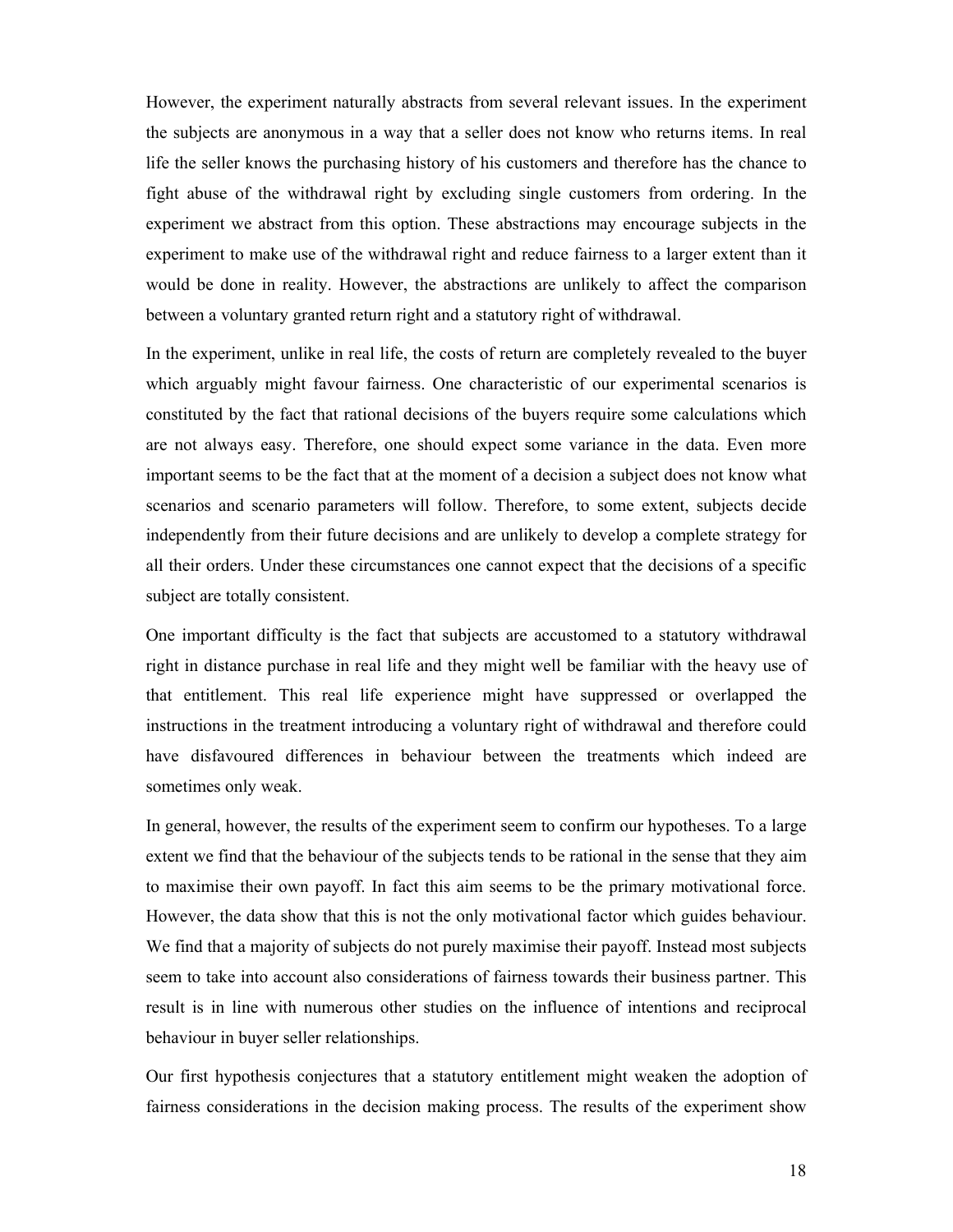However, the experiment naturally abstracts from several relevant issues. In the experiment the subjects are anonymous in a way that a seller does not know who returns items. In real life the seller knows the purchasing history of his customers and therefore has the chance to fight abuse of the withdrawal right by excluding single customers from ordering. In the experiment we abstract from this option. These abstractions may encourage subjects in the experiment to make use of the withdrawal right and reduce fairness to a larger extent than it would be done in reality. However, the abstractions are unlikely to affect the comparison between a voluntary granted return right and a statutory right of withdrawal.

In the experiment, unlike in real life, the costs of return are completely revealed to the buyer which arguably might favour fairness. One characteristic of our experimental scenarios is constituted by the fact that rational decisions of the buyers require some calculations which are not always easy. Therefore, one should expect some variance in the data. Even more important seems to be the fact that at the moment of a decision a subject does not know what scenarios and scenario parameters will follow. Therefore, to some extent, subjects decide independently from their future decisions and are unlikely to develop a complete strategy for all their orders. Under these circumstances one cannot expect that the decisions of a specific subject are totally consistent.

One important difficulty is the fact that subjects are accustomed to a statutory withdrawal right in distance purchase in real life and they might well be familiar with the heavy use of that entitlement. This real life experience might have suppressed or overlapped the instructions in the treatment introducing a voluntary right of withdrawal and therefore could have disfavoured differences in behaviour between the treatments which indeed are sometimes only weak.

In general, however, the results of the experiment seem to confirm our hypotheses. To a large extent we find that the behaviour of the subjects tends to be rational in the sense that they aim to maximise their own payoff. In fact this aim seems to be the primary motivational force. However, the data show that this is not the only motivational factor which guides behaviour. We find that a majority of subjects do not purely maximise their payoff. Instead most subjects seem to take into account also considerations of fairness towards their business partner. This result is in line with numerous other studies on the influence of intentions and reciprocal behaviour in buyer seller relationships.

Our first hypothesis conjectures that a statutory entitlement might weaken the adoption of fairness considerations in the decision making process. The results of the experiment show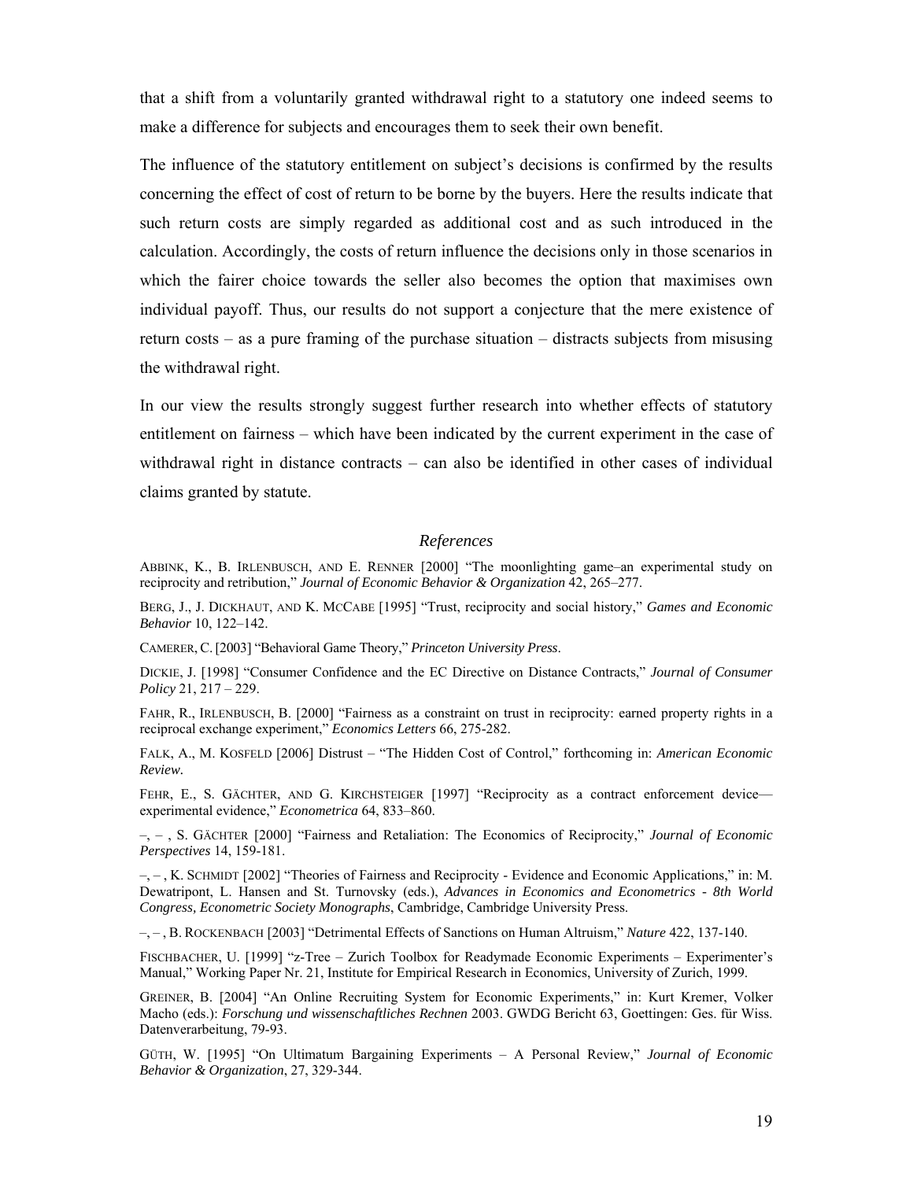that a shift from a voluntarily granted withdrawal right to a statutory one indeed seems to make a difference for subjects and encourages them to seek their own benefit.

The influence of the statutory entitlement on subject's decisions is confirmed by the results concerning the effect of cost of return to be borne by the buyers. Here the results indicate that such return costs are simply regarded as additional cost and as such introduced in the calculation. Accordingly, the costs of return influence the decisions only in those scenarios in which the fairer choice towards the seller also becomes the option that maximises own individual payoff. Thus, our results do not support a conjecture that the mere existence of return costs – as a pure framing of the purchase situation – distracts subjects from misusing the withdrawal right.

In our view the results strongly suggest further research into whether effects of statutory entitlement on fairness – which have been indicated by the current experiment in the case of withdrawal right in distance contracts – can also be identified in other cases of individual claims granted by statute.

## *References*

ABBINK, K., B. IRLENBUSCH, AND E. RENNER [2000] "The moonlighting game–an experimental study on reciprocity and retribution," *Journal of Economic Behavior & Organization* 42, 265–277.

BERG, J., J. DICKHAUT, AND K. MCCABE [1995] "Trust, reciprocity and social history," *Games and Economic Behavior* 10, 122–142.

CAMERER, C. [2003] "Behavioral Game Theory," *Princeton University Press*.

DICKIE, J. [1998] "Consumer Confidence and the EC Directive on Distance Contracts," *Journal of Consumer Policy* 21, 217 – 229.

FAHR, R., IRLENBUSCH, B. [2000] "Fairness as a constraint on trust in reciprocity: earned property rights in a reciprocal exchange experiment," *Economics Letters* 66, 275-282.

FALK, A., M. KOSFELD [2006] Distrust – "The Hidden Cost of Control," forthcoming in: *American Economic Review*.

FEHR, E., S. GÄCHTER, AND G. KIRCHSTEIGER [1997] "Reciprocity as a contract enforcement device—experimental evidence," *Econometrica* 64, 833–860.

–, – , S. GÄCHTER [2000] "Fairness and Retaliation: The Economics of Reciprocity," *Journal of Economic Perspectives* 14, 159-181.

–, – , K. SCHMIDT [2002] "Theories of Fairness and Reciprocity - Evidence and Economic Applications," in: M. Dewatripont, L. Hansen and St. Turnovsky (eds.), *Advances in Economics and Econometrics - 8th World Congress, Econometric Society Monographs*, Cambridge, Cambridge University Press.

–, – , B. ROCKENBACH [2003] "Detrimental Effects of Sanctions on Human Altruism," *Nature* 422, 137-140.

FISCHBACHER, U. [1999] "z-Tree – Zurich Toolbox for Readymade Economic Experiments – Experimenter's Manual," Working Paper Nr. 21, Institute for Empirical Research in Economics, University of Zurich, 1999.

GREINER, B. [2004] "An Online Recruiting System for Economic Experiments," in: Kurt Kremer, Volker Macho (eds.): *Forschung und wissenschaftliches Rechnen* 2003. GWDG Bericht 63, Goettingen: Ges. für Wiss. Datenverarbeitung, 79-93.

GÜTH, W. [1995] "On Ultimatum Bargaining Experiments – A Personal Review," *Journal of Economic Behavior & Organization*, 27, 329-344.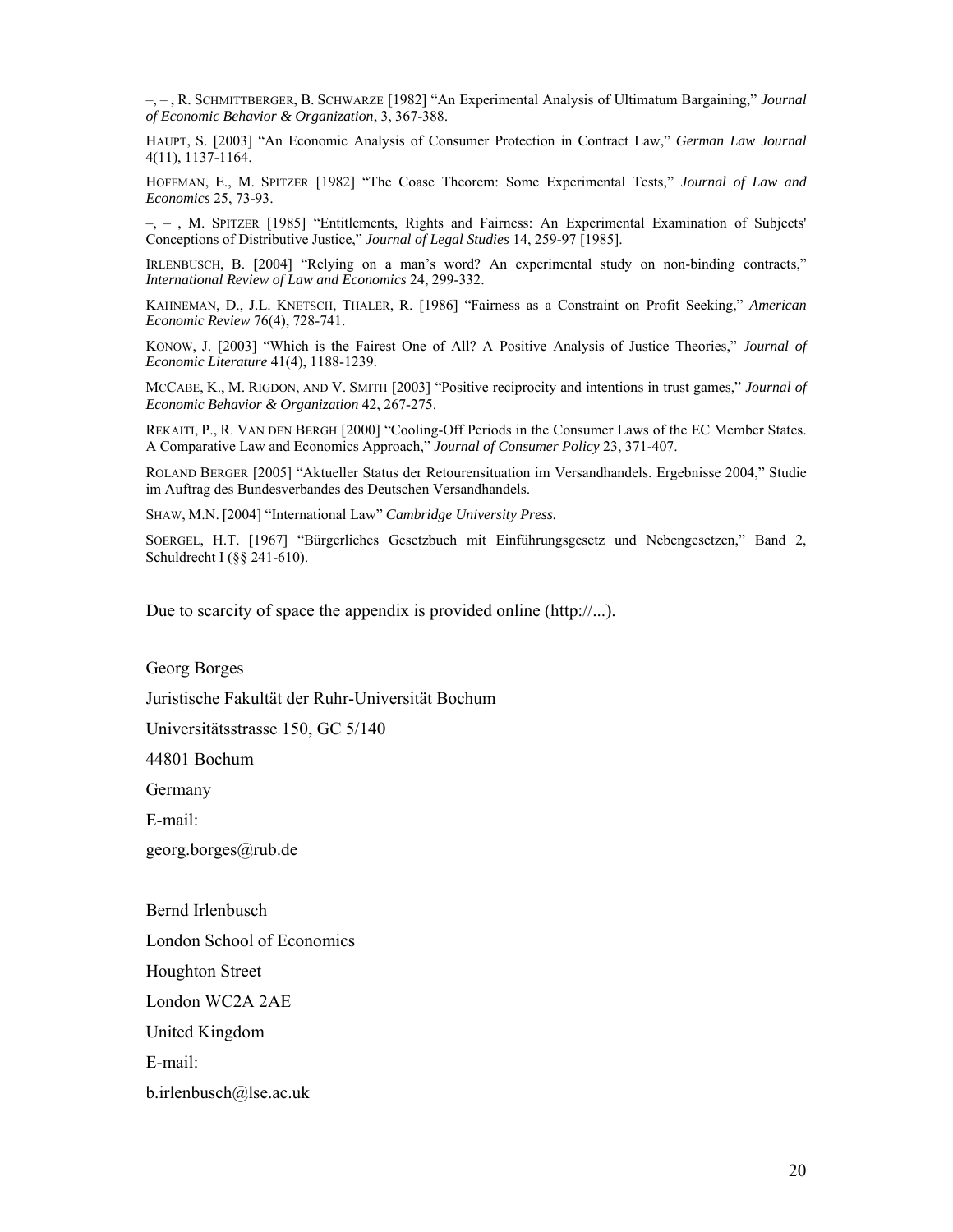–, – , R. SCHMITTBERGER, B. SCHWARZE [1982] "An Experimental Analysis of Ultimatum Bargaining," *Journal of Economic Behavior & Organization*, 3, 367-388.

HAUPT, S. [2003] "An Economic Analysis of Consumer Protection in Contract Law," *German Law Journal* 4(11), 1137-1164.

HOFFMAN, E., M. SPITZER [1982] "The Coase Theorem: Some Experimental Tests," *Journal of Law and Economics* 25, 73-93.

–, – , M. SPITZER [1985] "Entitlements, Rights and Fairness: An Experimental Examination of Subjects' Conceptions of Distributive Justice," *Journal of Legal Studies* 14, 259-97 [1985].

IRLENBUSCH, B. [2004] "Relying on a man's word? An experimental study on non-binding contracts," *International Review of Law and Economics* 24, 299-332.

KAHNEMAN, D., J.L. KNETSCH, THALER, R. [1986] "Fairness as a Constraint on Profit Seeking," *American Economic Review* 76(4), 728-741.

KONOW, J. [2003] "Which is the Fairest One of All? A Positive Analysis of Justice Theories," *Journal of Economic Literature* 41(4), 1188-1239.

MCCABE, K., M. RIGDON, AND V. SMITH [2003] "Positive reciprocity and intentions in trust games," *Journal of Economic Behavior & Organization* 42, 267-275.

REKAITI, P., R. VAN DEN BERGH [2000] "Cooling-Off Periods in the Consumer Laws of the EC Member States. A Comparative Law and Economics Approach," *Journal of Consumer Policy* 23, 371-407.

ROLAND BERGER [2005] "Aktueller Status der Retourensituation im Versandhandels. Ergebnisse 2004," Studie im Auftrag des Bundesverbandes des Deutschen Versandhandels.

SHAW, M.N. [2004] "International Law" *Cambridge University Press.*

SOERGEL, H.T. [1967] "Bürgerliches Gesetzbuch mit Einführungsgesetz und Nebengesetzen," Band 2, Schuldrecht I (§§ 241-610).

Due to scarcity of space the appendix is provided online (http://...).

Georg Borges

Juristische Fakultät der Ruhr-Universität Bochum

Universitätsstrasse 150, GC 5/140

44801 Bochum

Germany

E-mail:

georg.borges@rub.de

Bernd Irlenbusch

London School of Economics

Houghton Street

London WC2A 2AE

United Kingdom

E-mail:

b.irlenbusch@lse.ac.uk